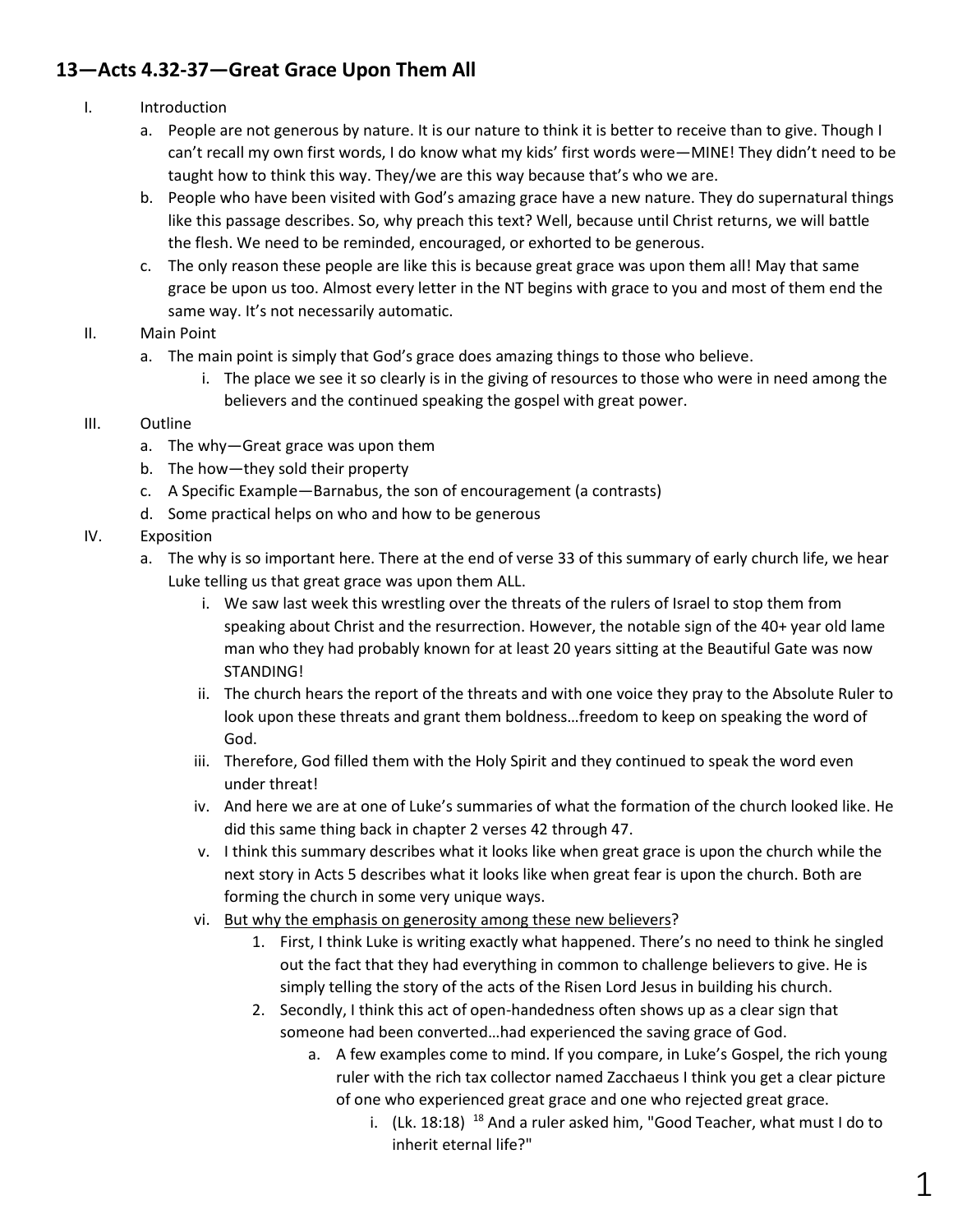## 13—Acts 4.32-37—Great Grace Upon Them All

I. Introduction
   a. People are not generous by nature. It is our nature to think it is better to receive than to give. Though I can't recall my own first words, I do know what my kids' first words were—MINE! They didn't need to be taught how to think this way. They/we are this way because that's who we are.
   b. People who have been visited with God's amazing grace have a new nature. They do supernatural things like this passage describes. So, why preach this text? Well, because until Christ returns, we will battle the flesh. We need to be reminded, encouraged, or exhorted to be generous.
   c. The only reason these people are like this is because great grace was upon them all! May that same grace be upon us too. Almost every letter in the NT begins with grace to you and most of them end the same way. It's not necessarily automatic.

II. Main Point
   a. The main point is simply that God's grace does amazing things to those who believe.
      i. The place we see it so clearly is in the giving of resources to those who were in need among the believers and the continued speaking the gospel with great power.

III. Outline
   a. The why—Great grace was upon them
   b. The how—they sold their property
   c. A Specific Example—Barnabus, the son of encouragement (a contrasts)
   d. Some practical helps on who and how to be generous

IV. Exposition
   a. The why is so important here. There at the end of verse 33 of this summary of early church life, we hear Luke telling us that great grace was upon them ALL.
      i. We saw last week this wrestling over the threats of the rulers of Israel to stop them from speaking about Christ and the resurrection. However, the notable sign of the 40+ year old lame man who they had probably known for at least 20 years sitting at the Beautiful Gate was now STANDING!
      ii. The church hears the report of the threats and with one voice they pray to the Absolute Ruler to look upon these threats and grant them boldness…freedom to keep on speaking the word of God.
      iii. Therefore, God filled them with the Holy Spirit and they continued to speak the word even under threat!
      iv. And here we are at one of Luke's summaries of what the formation of the church looked like. He did this same thing back in chapter 2 verses 42 through 47.
      v. I think this summary describes what it looks like when great grace is upon the church while the next story in Acts 5 describes what it looks like when great fear is upon the church. Both are forming the church in some very unique ways.
      vi. <u>But why the emphasis on generosity among these new believers</u>?
         1. First, I think Luke is writing exactly what happened. There's no need to think he singled out the fact that they had everything in common to challenge believers to give. He is simply telling the story of the acts of the Risen Lord Jesus in building his church.
         2. Secondly, I think this act of open-handedness often shows up as a clear sign that someone had been converted…had experienced the saving grace of God.
            a. A few examples come to mind. If you compare, in Luke's Gospel, the rich young ruler with the rich tax collector named Zacchaeus I think you get a clear picture of one who experienced great grace and one who rejected great grace.
               i. (Lk. 18:18) [18] And a ruler asked him, "Good Teacher, what must I do to inherit eternal life?"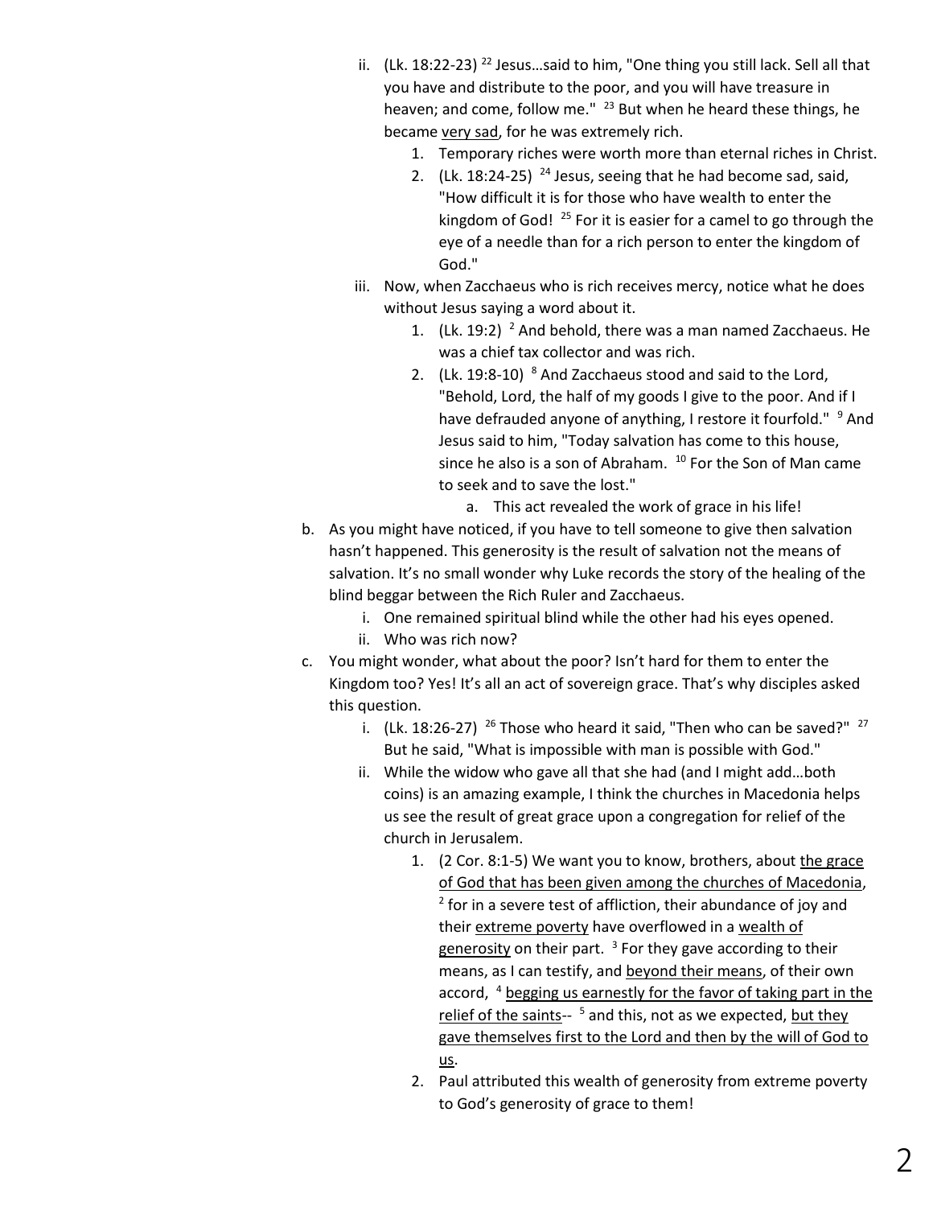- ii. (Lk. 18:22-23) [22] Jesus…said to him, "One thing you still lack. Sell all that you have and distribute to the poor, and you will have treasure in heaven; and come, follow me." [23] But when he heard these things, he became <u>very sad</u>, for he was extremely rich.
     1. Temporary riches were worth more than eternal riches in Christ.
     2. (Lk. 18:24-25) [24] Jesus, seeing that he had become sad, said, "How difficult it is for those who have wealth to enter the kingdom of God! [25] For it is easier for a camel to go through the eye of a needle than for a rich person to enter the kingdom of God."
   - iii. Now, when Zacchaeus who is rich receives mercy, notice what he does without Jesus saying a word about it.
     1. (Lk. 19:2) [2] And behold, there was a man named Zacchaeus. He was a chief tax collector and was rich.
     2. (Lk. 19:8-10) [8] And Zacchaeus stood and said to the Lord, "Behold, Lord, the half of my goods I give to the poor. And if I have defrauded anyone of anything, I restore it fourfold." [9] And Jesus said to him, "Today salvation has come to this house, since he also is a son of Abraham. [10] For the Son of Man came to seek and to save the lost."
        - a. This act revealed the work of grace in his life!

b. As you might have noticed, if you have to tell someone to give then salvation hasn't happened. This generosity is the result of salvation not the means of salvation. It's no small wonder why Luke records the story of the healing of the blind beggar between the Rich Ruler and Zacchaeus.
   - i. One remained spiritual blind while the other had his eyes opened.
   - ii. Who was rich now?

c. You might wonder, what about the poor? Isn't hard for them to enter the Kingdom too? Yes! It's all an act of sovereign grace. That's why disciples asked this question.
   - i. (Lk. 18:26-27) [26] Those who heard it said, "Then who can be saved?" [27] But he said, "What is impossible with man is possible with God."
   - ii. While the widow who gave all that she had (and I might add…both coins) is an amazing example, I think the churches in Macedonia helps us see the result of great grace upon a congregation for relief of the church in Jerusalem.
     1. (2 Cor. 8:1-5) We want you to know, brothers, about <u>the grace of God that has been given among the churches of Macedonia</u>, [2] for in a severe test of affliction, their abundance of joy and their <u>extreme poverty</u> have overflowed in a <u>wealth of generosity</u> on their part. [3] For they gave according to their means, as I can testify, and <u>beyond their means</u>, of their own accord, [4] <u>begging us earnestly for the favor of taking part in the relief of the saints</u>-- [5] and this, not as we expected, <u>but they gave themselves first to the Lord and then by the will of God to us</u>.
     2. Paul attributed this wealth of generosity from extreme poverty to God's generosity of grace to them!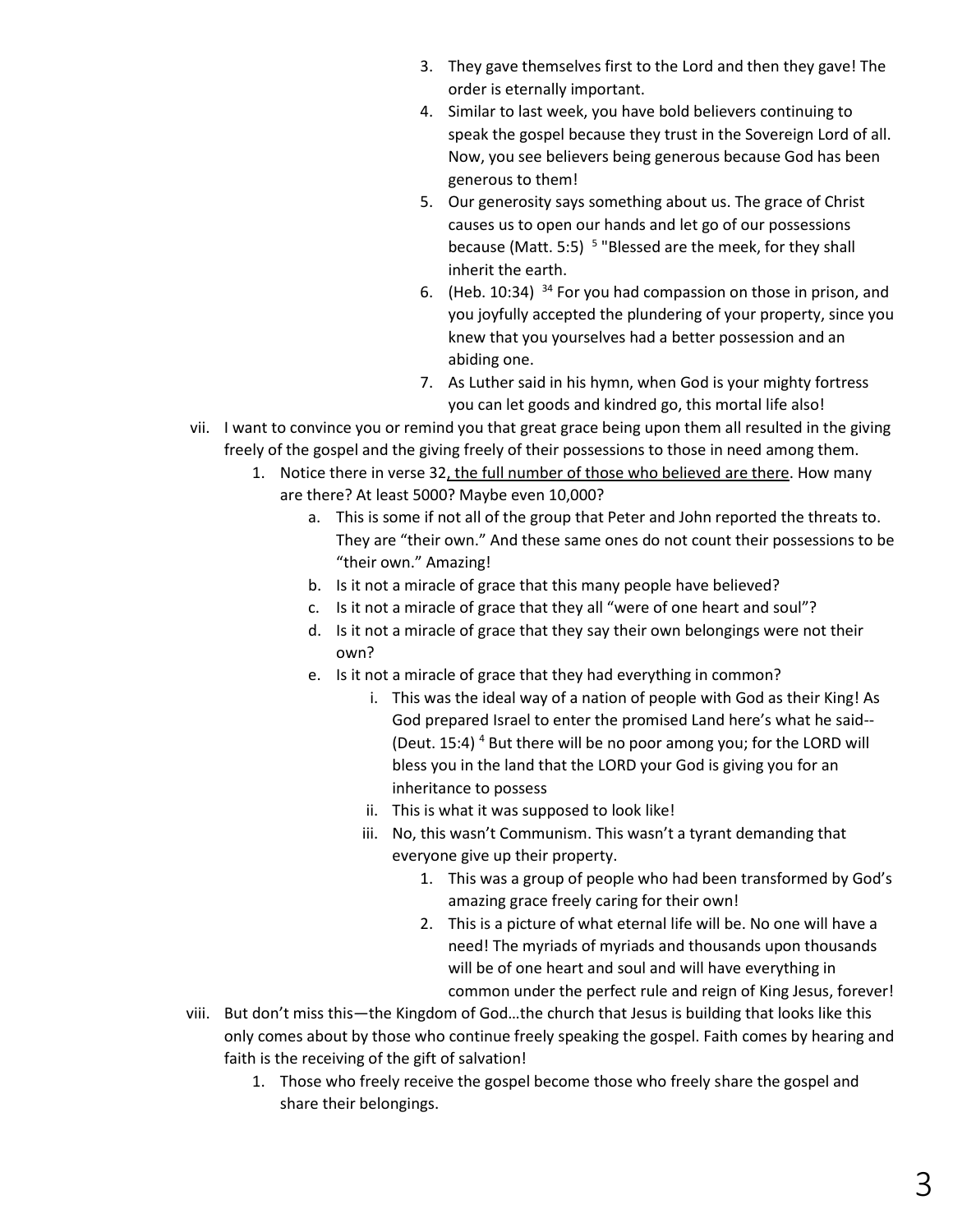3. They gave themselves first to the Lord and then they gave! The order is eternally important.
4. Similar to last week, you have bold believers continuing to speak the gospel because they trust in the Sovereign Lord of all. Now, you see believers being generous because God has been generous to them!
5. Our generosity says something about us. The grace of Christ causes us to open our hands and let go of our possessions because (Matt. 5:5) [5] "Blessed are the meek, for they shall inherit the earth.
6. (Heb. 10:34) [34] For you had compassion on those in prison, and you joyfully accepted the plundering of your property, since you knew that you yourselves had a better possession and an abiding one.
7. As Luther said in his hymn, when God is your mighty fortress you can let goods and kindred go, this mortal life also!

vii. I want to convince you or remind you that great grace being upon them all resulted in the giving freely of the gospel and the giving freely of their possessions to those in need among them.

1. Notice there in verse 32, the full number of those who believed are there. How many are there? At least 5000? Maybe even 10,000?
   a. This is some if not all of the group that Peter and John reported the threats to. They are "their own." And these same ones do not count their possessions to be "their own." Amazing!
   b. Is it not a miracle of grace that this many people have believed?
   c. Is it not a miracle of grace that they all "were of one heart and soul"?
   d. Is it not a miracle of grace that they say their own belongings were not their own?
   e. Is it not a miracle of grace that they had everything in common?
      i. This was the ideal way of a nation of people with God as their King! As God prepared Israel to enter the promised Land here's what he said-- (Deut. 15:4) [4] But there will be no poor among you; for the LORD will bless you in the land that the LORD your God is giving you for an inheritance to possess
      ii. This is what it was supposed to look like!
      iii. No, this wasn't Communism. This wasn't a tyrant demanding that everyone give up their property.
         1. This was a group of people who had been transformed by God's amazing grace freely caring for their own!
         2. This is a picture of what eternal life will be. No one will have a need! The myriads of myriads and thousands upon thousands will be of one heart and soul and will have everything in common under the perfect rule and reign of King Jesus, forever!

viii. But don't miss this—the Kingdom of God…the church that Jesus is building that looks like this only comes about by those who continue freely speaking the gospel. Faith comes by hearing and faith is the receiving of the gift of salvation!

1. Those who freely receive the gospel become those who freely share the gospel and share their belongings.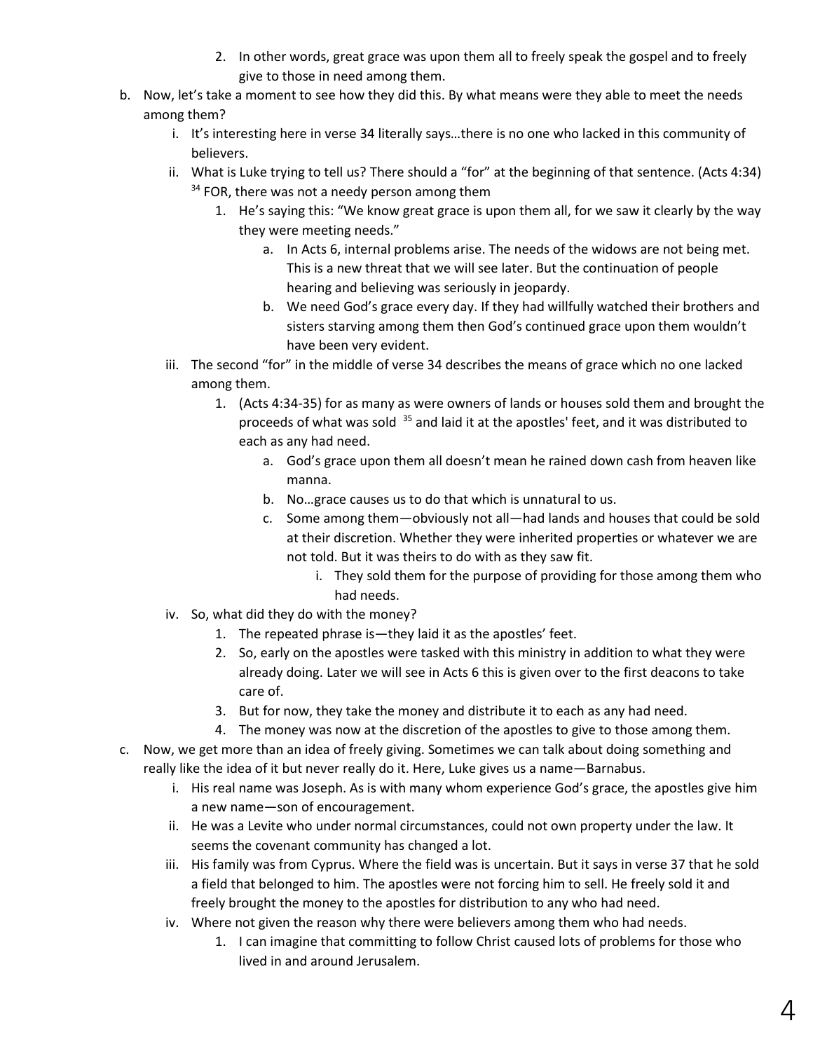2. In other words, great grace was upon them all to freely speak the gospel and to freely give to those in need among them.

b. Now, let's take a moment to see how they did this. By what means were they able to meet the needs among them?
   i. It's interesting here in verse 34 literally says…there is no one who lacked in this community of believers.
   ii. What is Luke trying to tell us? There should a "for" at the beginning of that sentence. (Acts 4:34) [34] FOR, there was not a needy person among them
      1. He's saying this: "We know great grace is upon them all, for we saw it clearly by the way they were meeting needs."
         a. In Acts 6, internal problems arise. The needs of the widows are not being met. This is a new threat that we will see later. But the continuation of people hearing and believing was seriously in jeopardy.
         b. We need God's grace every day. If they had willfully watched their brothers and sisters starving among them then God's continued grace upon them wouldn't have been very evident.
   iii. The second "for" in the middle of verse 34 describes the means of grace which no one lacked among them.
      1. (Acts 4:34-35) for as many as were owners of lands or houses sold them and brought the proceeds of what was sold [35] and laid it at the apostles' feet, and it was distributed to each as any had need.
         a. God's grace upon them all doesn't mean he rained down cash from heaven like manna.
         b. No…grace causes us to do that which is unnatural to us.
         c. Some among them—obviously not all—had lands and houses that could be sold at their discretion. Whether they were inherited properties or whatever we are not told. But it was theirs to do with as they saw fit.
            i. They sold them for the purpose of providing for those among them who had needs.
   iv. So, what did they do with the money?
      1. The repeated phrase is—they laid it as the apostles' feet.
      2. So, early on the apostles were tasked with this ministry in addition to what they were already doing. Later we will see in Acts 6 this is given over to the first deacons to take care of.
      3. But for now, they take the money and distribute it to each as any had need.
      4. The money was now at the discretion of the apostles to give to those among them.

c. Now, we get more than an idea of freely giving. Sometimes we can talk about doing something and really like the idea of it but never really do it. Here, Luke gives us a name—Barnabus.
   i. His real name was Joseph. As is with many whom experience God's grace, the apostles give him a new name—son of encouragement.
   ii. He was a Levite who under normal circumstances, could not own property under the law. It seems the covenant community has changed a lot.
   iii. His family was from Cyprus. Where the field was is uncertain. But it says in verse 37 that he sold a field that belonged to him. The apostles were not forcing him to sell. He freely sold it and freely brought the money to the apostles for distribution to any who had need.
   iv. Where not given the reason why there were believers among them who had needs.
      1. I can imagine that committing to follow Christ caused lots of problems for those who lived in and around Jerusalem.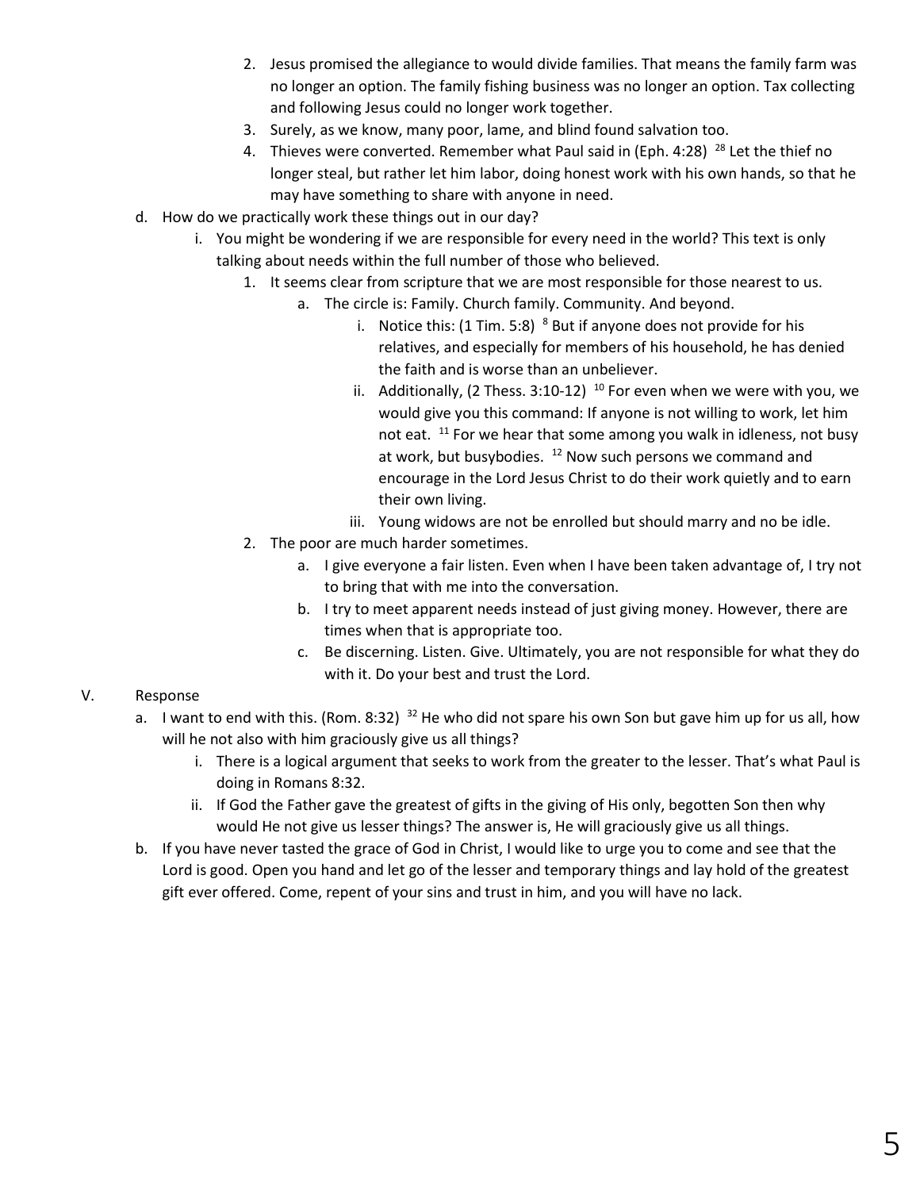2. Jesus promised the allegiance to would divide families. That means the family farm was no longer an option. The family fishing business was no longer an option. Tax collecting and following Jesus could no longer work together.
3. Surely, as we know, many poor, lame, and blind found salvation too.
4. Thieves were converted. Remember what Paul said in (Eph. 4:28) [28] Let the thief no longer steal, but rather let him labor, doing honest work with his own hands, so that he may have something to share with anyone in need.

d. How do we practically work these things out in our day?

   i. You might be wondering if we are responsible for every need in the world? This text is only talking about needs within the full number of those who believed.

      1. It seems clear from scripture that we are most responsible for those nearest to us.

         a. The circle is: Family. Church family. Community. And beyond.

            i. Notice this: (1 Tim. 5:8) [8] But if anyone does not provide for his relatives, and especially for members of his household, he has denied the faith and is worse than an unbeliever.

            ii. Additionally, (2 Thess. 3:10-12) [10] For even when we were with you, we would give you this command: If anyone is not willing to work, let him not eat. [11] For we hear that some among you walk in idleness, not busy at work, but busybodies. [12] Now such persons we command and encourage in the Lord Jesus Christ to do their work quietly and to earn their own living.

            iii. Young widows are not be enrolled but should marry and no be idle.

      2. The poor are much harder sometimes.

         a. I give everyone a fair listen. Even when I have been taken advantage of, I try not to bring that with me into the conversation.

         b. I try to meet apparent needs instead of just giving money. However, there are times when that is appropriate too.

         c. Be discerning. Listen. Give. Ultimately, you are not responsible for what they do with it. Do your best and trust the Lord.

V. Response

a. I want to end with this. (Rom. 8:32) [32] He who did not spare his own Son but gave him up for us all, how will he not also with him graciously give us all things?

   i. There is a logical argument that seeks to work from the greater to the lesser. That's what Paul is doing in Romans 8:32.

   ii. If God the Father gave the greatest of gifts in the giving of His only, begotten Son then why would He not give us lesser things? The answer is, He will graciously give us all things.

b. If you have never tasted the grace of God in Christ, I would like to urge you to come and see that the Lord is good. Open you hand and let go of the lesser and temporary things and lay hold of the greatest gift ever offered. Come, repent of your sins and trust in him, and you will have no lack.